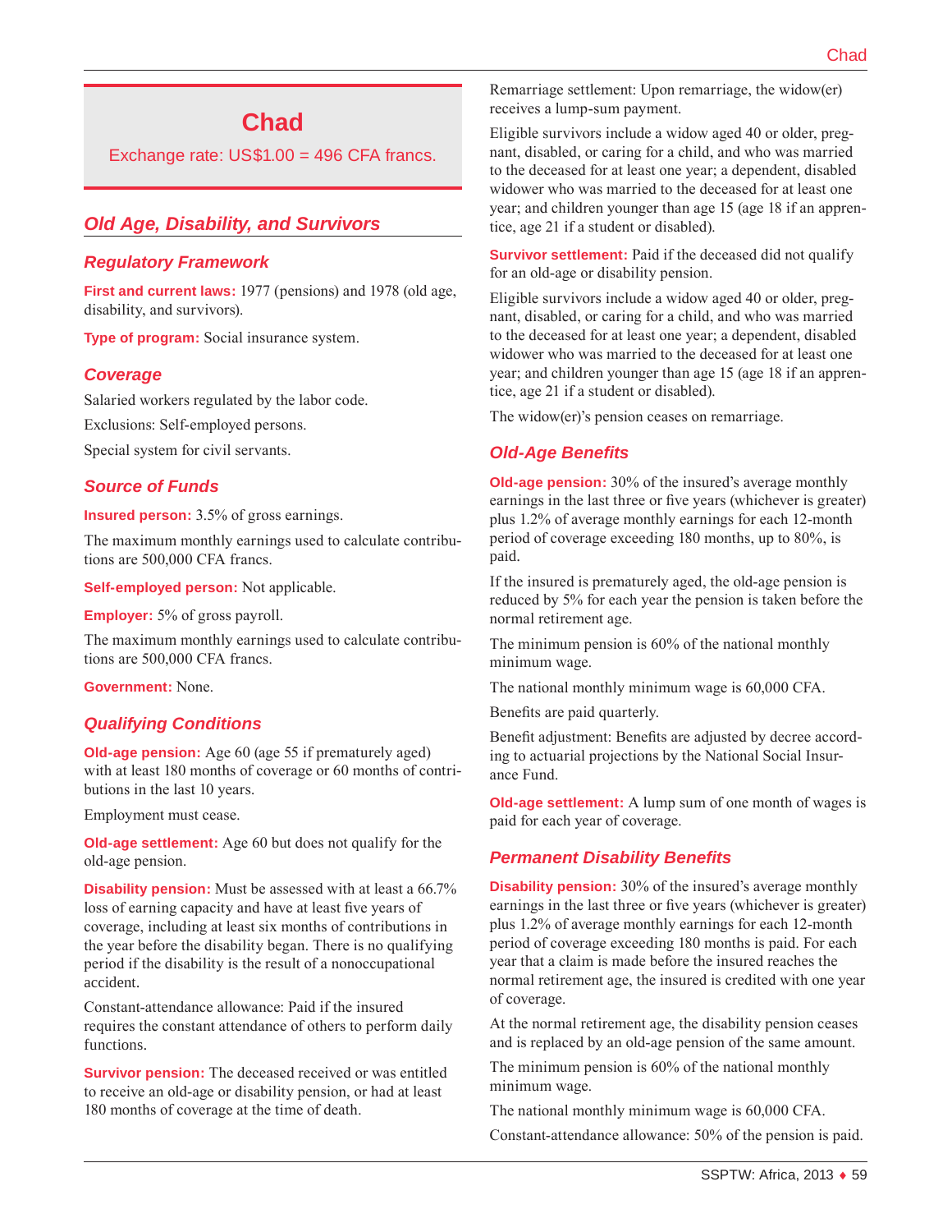# Chad

Exchange rate: US$1.00 = 496 CFA francs.

## Old Age, Disability, and Survivors

### Regulatory Framework

**First and current laws:** 1977 (pensions) and 1978 (old age, disability, and survivors).

**Type of program:** Social insurance system.

### Coverage

Salaried workers regulated by the labor code.

Exclusions: Self-employed persons.

Special system for civil servants.

### Source of Funds

**Insured person:** 3.5% of gross earnings.

The maximum monthly earnings used to calculate contributions are 500,000 CFA francs.

**Self-employed person:** Not applicable.

**Employer:** 5% of gross payroll.

The maximum monthly earnings used to calculate contributions are 500,000 CFA francs.

**Government:** None.

### Qualifying Conditions

**Old-age pension:** Age 60 (age 55 if prematurely aged) with at least 180 months of coverage or 60 months of contributions in the last 10 years.

Employment must cease.

**Old-age settlement:** Age 60 but does not qualify for the old-age pension.

**Disability pension:** Must be assessed with at least a 66.7% loss of earning capacity and have at least five years of coverage, including at least six months of contributions in the year before the disability began. There is no qualifying period if the disability is the result of a nonoccupational accident.

Constant-attendance allowance: Paid if the insured requires the constant attendance of others to perform daily functions.

**Survivor pension:** The deceased received or was entitled to receive an old-age or disability pension, or had at least 180 months of coverage at the time of death.

Remarriage settlement: Upon remarriage, the widow(er) receives a lump-sum payment.

Eligible survivors include a widow aged 40 or older, pregnant, disabled, or caring for a child, and who was married to the deceased for at least one year; a dependent, disabled widower who was married to the deceased for at least one year; and children younger than age 15 (age 18 if an apprentice, age 21 if a student or disabled).

**Survivor settlement:** Paid if the deceased did not qualify for an old-age or disability pension.

Eligible survivors include a widow aged 40 or older, pregnant, disabled, or caring for a child, and who was married to the deceased for at least one year; a dependent, disabled widower who was married to the deceased for at least one year; and children younger than age 15 (age 18 if an apprentice, age 21 if a student or disabled).

The widow(er)'s pension ceases on remarriage.

### Old-Age Benefits

**Old-age pension:** 30% of the insured's average monthly earnings in the last three or five years (whichever is greater) plus 1.2% of average monthly earnings for each 12-month period of coverage exceeding 180 months, up to 80%, is paid.

If the insured is prematurely aged, the old-age pension is reduced by 5% for each year the pension is taken before the normal retirement age.

The minimum pension is 60% of the national monthly minimum wage.

The national monthly minimum wage is 60,000 CFA.

Benefits are paid quarterly.

Benefit adjustment: Benefits are adjusted by decree according to actuarial projections by the National Social Insurance Fund.

**Old-age settlement:** A lump sum of one month of wages is paid for each year of coverage.

### Permanent Disability Benefits

**Disability pension:** 30% of the insured's average monthly earnings in the last three or five years (whichever is greater) plus 1.2% of average monthly earnings for each 12-month period of coverage exceeding 180 months is paid. For each year that a claim is made before the insured reaches the normal retirement age, the insured is credited with one year of coverage.

At the normal retirement age, the disability pension ceases and is replaced by an old-age pension of the same amount.

The minimum pension is 60% of the national monthly minimum wage.

The national monthly minimum wage is 60,000 CFA.

Constant-attendance allowance: 50% of the pension is paid.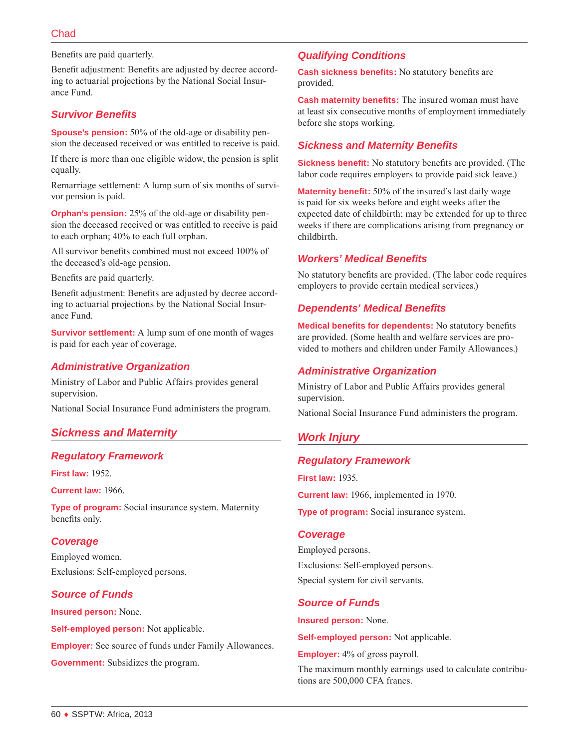Benefits are paid quarterly.

Benefit adjustment: Benefits are adjusted by decree according to actuarial projections by the National Social Insurance Fund.

### Survivor Benefits

**Spouse's pension:** 50% of the old-age or disability pension the deceased received or was entitled to receive is paid.

If there is more than one eligible widow, the pension is split equally.

Remarriage settlement: A lump sum of six months of survivor pension is paid.

**Orphan's pension:** 25% of the old-age or disability pension the deceased received or was entitled to receive is paid to each orphan; 40% to each full orphan.

All survivor benefits combined must not exceed 100% of the deceased's old-age pension.

Benefits are paid quarterly.

Benefit adjustment: Benefits are adjusted by decree according to actuarial projections by the National Social Insurance Fund.

**Survivor settlement:** A lump sum of one month of wages is paid for each year of coverage.

### Administrative Organization

Ministry of Labor and Public Affairs provides general supervision.

National Social Insurance Fund administers the program.

## Sickness and Maternity

### Regulatory Framework

**First law:** 1952.

**Current law:** 1966.

**Type of program:** Social insurance system. Maternity benefits only.

### Coverage

Employed women.

Exclusions: Self-employed persons.

### Source of Funds

**Insured person:** None.

**Self-employed person:** Not applicable.

**Employer:** See source of funds under Family Allowances.

**Government:** Subsidizes the program.

### Qualifying Conditions

**Cash sickness benefits:** No statutory benefits are provided.

**Cash maternity benefits:** The insured woman must have at least six consecutive months of employment immediately before she stops working.

### Sickness and Maternity Benefits

**Sickness benefit:** No statutory benefits are provided. (The labor code requires employers to provide paid sick leave.)

**Maternity benefit:** 50% of the insured's last daily wage is paid for six weeks before and eight weeks after the expected date of childbirth; may be extended for up to three weeks if there are complications arising from pregnancy or childbirth.

### Workers' Medical Benefits

No statutory benefits are provided. (The labor code requires employers to provide certain medical services.)

### Dependents' Medical Benefits

**Medical benefits for dependents:** No statutory benefits are provided. (Some health and welfare services are provided to mothers and children under Family Allowances.)

### Administrative Organization

Ministry of Labor and Public Affairs provides general supervision.

National Social Insurance Fund administers the program.

## Work Injury

### Regulatory Framework

**First law:** 1935.

**Current law:** 1966, implemented in 1970.

**Type of program:** Social insurance system.

### Coverage

Employed persons.

Exclusions: Self-employed persons.

Special system for civil servants.

### Source of Funds

**Insured person:** None.

**Self-employed person:** Not applicable.

**Employer:** 4% of gross payroll.

The maximum monthly earnings used to calculate contributions are 500,000 CFA francs.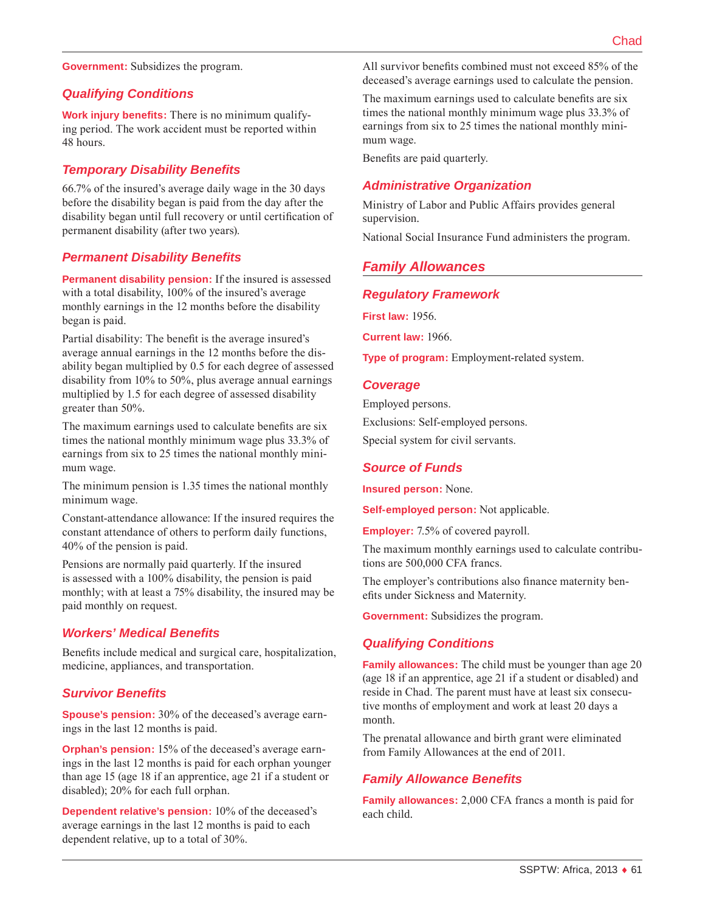**Government:** Subsidizes the program.

### Qualifying Conditions

**Work injury benefits:** There is no minimum qualifying period. The work accident must be reported within 48 hours.

### Temporary Disability Benefits

66.7% of the insured's average daily wage in the 30 days before the disability began is paid from the day after the disability began until full recovery or until certification of permanent disability (after two years).

### Permanent Disability Benefits

**Permanent disability pension:** If the insured is assessed with a total disability, 100% of the insured's average monthly earnings in the 12 months before the disability began is paid.

Partial disability: The benefit is the average insured's average annual earnings in the 12 months before the disability began multiplied by 0.5 for each degree of assessed disability from 10% to 50%, plus average annual earnings multiplied by 1.5 for each degree of assessed disability greater than 50%.

The maximum earnings used to calculate benefits are six times the national monthly minimum wage plus 33.3% of earnings from six to 25 times the national monthly minimum wage.

The minimum pension is 1.35 times the national monthly minimum wage.

Constant-attendance allowance: If the insured requires the constant attendance of others to perform daily functions, 40% of the pension is paid.

Pensions are normally paid quarterly. If the insured is assessed with a 100% disability, the pension is paid monthly; with at least a 75% disability, the insured may be paid monthly on request.

### Workers' Medical Benefits

Benefits include medical and surgical care, hospitalization, medicine, appliances, and transportation.

### Survivor Benefits

**Spouse's pension:** 30% of the deceased's average earnings in the last 12 months is paid.

**Orphan's pension:** 15% of the deceased's average earnings in the last 12 months is paid for each orphan younger than age 15 (age 18 if an apprentice, age 21 if a student or disabled); 20% for each full orphan.

**Dependent relative's pension:** 10% of the deceased's average earnings in the last 12 months is paid to each dependent relative, up to a total of 30%.

All survivor benefits combined must not exceed 85% of the deceased's average earnings used to calculate the pension.

The maximum earnings used to calculate benefits are six times the national monthly minimum wage plus 33.3% of earnings from six to 25 times the national monthly minimum wage.

Benefits are paid quarterly.

### Administrative Organization

Ministry of Labor and Public Affairs provides general supervision.

National Social Insurance Fund administers the program.

## Family Allowances

### Regulatory Framework

**First law:** 1956.

**Current law:** 1966.

**Type of program:** Employment-related system.

### Coverage

Employed persons.

Exclusions: Self-employed persons.

Special system for civil servants.

### Source of Funds

**Insured person:** None.

**Self-employed person:** Not applicable.

**Employer:** 7.5% of covered payroll.

The maximum monthly earnings used to calculate contributions are 500,000 CFA francs.

The employer's contributions also finance maternity benefits under Sickness and Maternity.

**Government:** Subsidizes the program.

### Qualifying Conditions

**Family allowances:** The child must be younger than age 20 (age 18 if an apprentice, age 21 if a student or disabled) and reside in Chad. The parent must have at least six consecutive months of employment and work at least 20 days a month.

The prenatal allowance and birth grant were eliminated from Family Allowances at the end of 2011.

### Family Allowance Benefits

**Family allowances:** 2,000 CFA francs a month is paid for each child.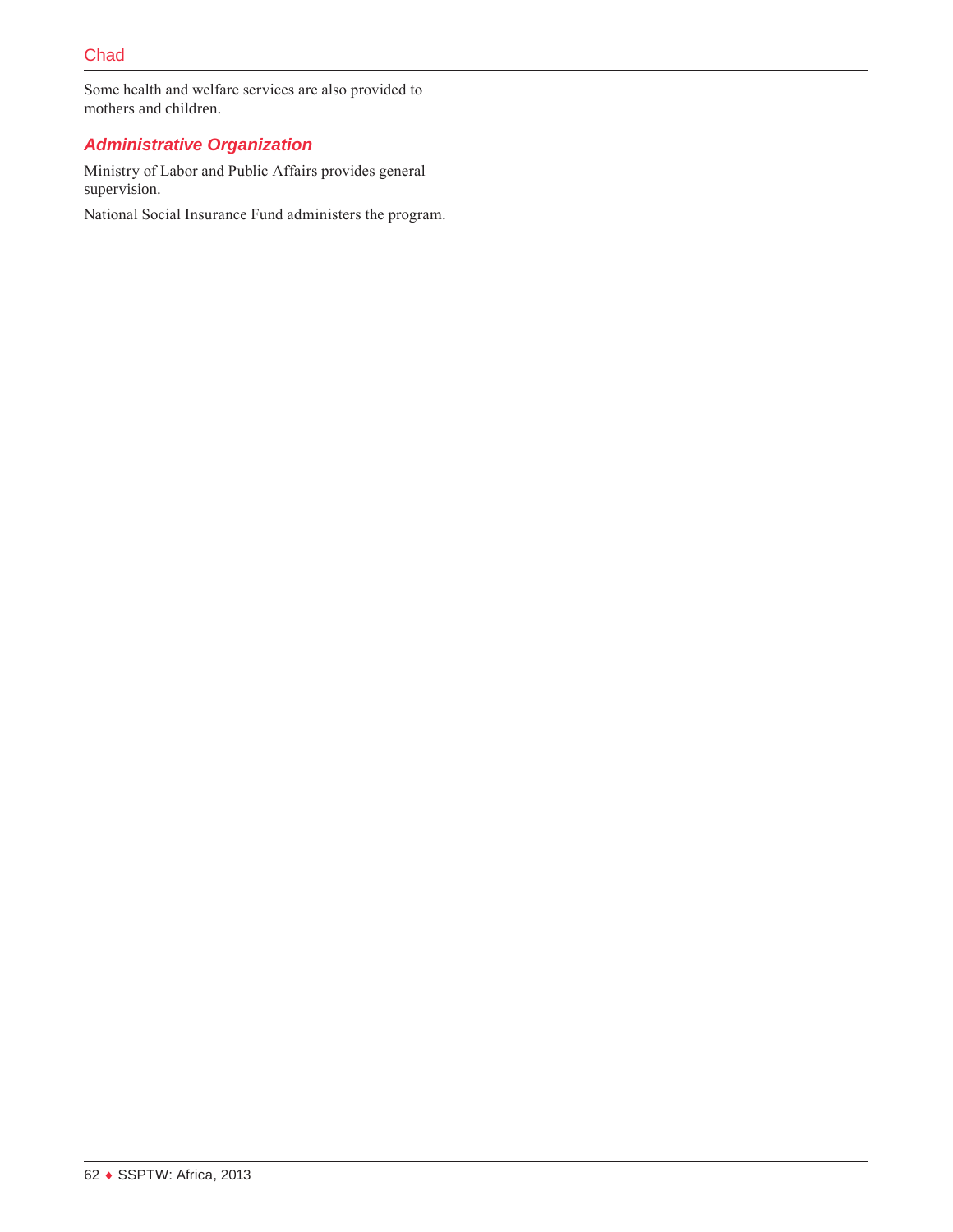Some health and welfare services are also provided to mothers and children.

### *Administrative Organization*

Ministry of Labor and Public Affairs provides general supervision.

National Social Insurance Fund administers the program.